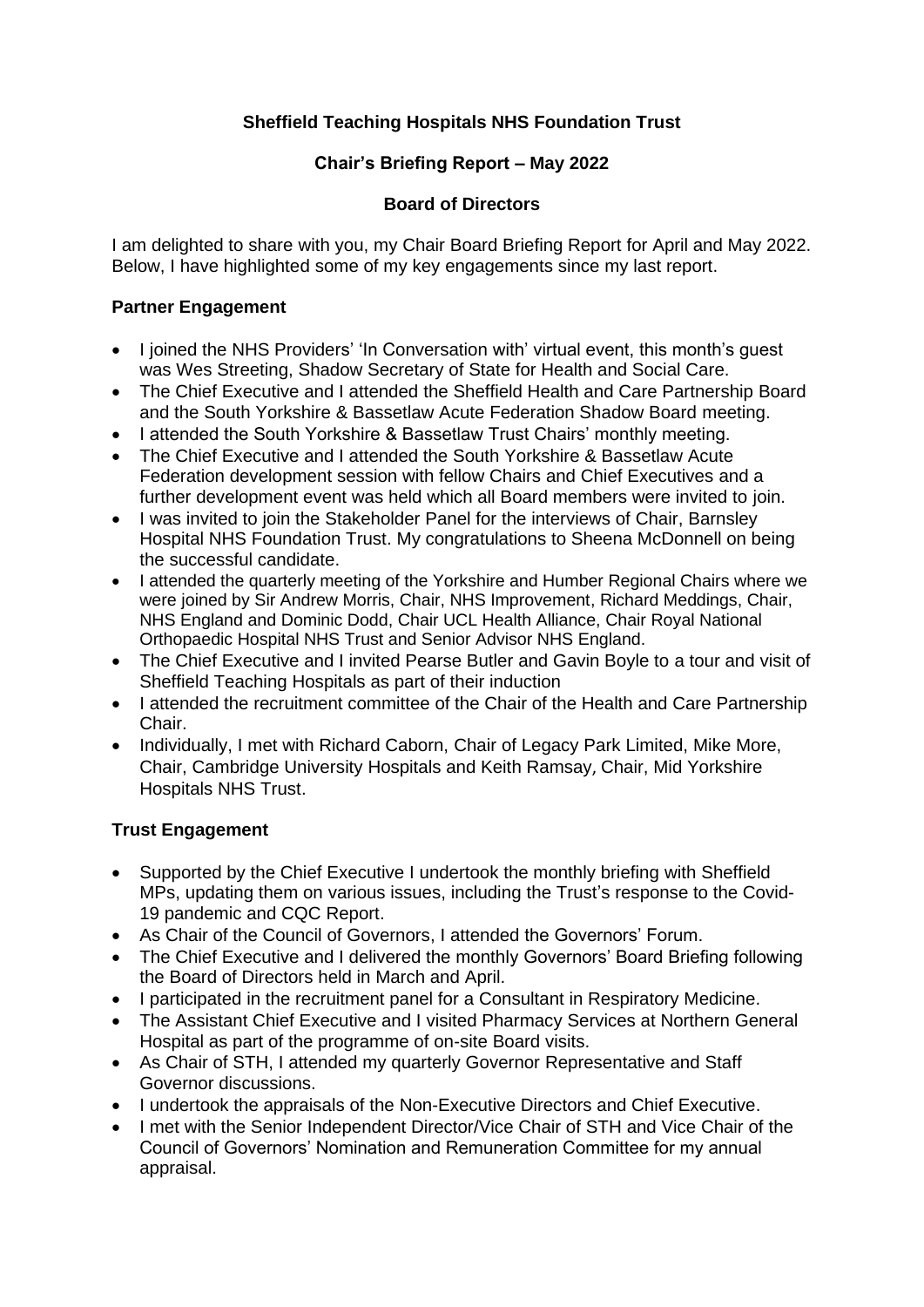**Sheffield Teaching Hospitals NHS Foundation Trust**

**Chair's Briefing Report – May 2022**

**Board of Directors**

I am delighted to share with you, my Chair Board Briefing Report for April and May 2022. Below, I have highlighted some of my key engagements since my last report.

**Partner Engagement**

- I joined the NHS Providers' 'In Conversation with' virtual event, this month's guest was Wes Streeting, Shadow Secretary of State for Health and Social Care.
- The Chief Executive and I attended the Sheffield Health and Care Partnership Board and the South Yorkshire & Bassetlaw Acute Federation Shadow Board meeting.
- I attended the South Yorkshire & Bassetlaw Trust Chairs' monthly meeting.
- The Chief Executive and I attended the South Yorkshire & Bassetlaw Acute Federation development session with fellow Chairs and Chief Executives and a further development event was held which all Board members were invited to join.
- I was invited to join the Stakeholder Panel for the interviews of Chair, Barnsley Hospital NHS Foundation Trust. My congratulations to Sheena McDonnell on being the successful candidate.
- I attended the quarterly meeting of the Yorkshire and Humber Regional Chairs where we were joined by Sir Andrew Morris, Chair, NHS Improvement, Richard Meddings, Chair, NHS England and Dominic Dodd, Chair UCL Health Alliance, Chair Royal National Orthopaedic Hospital NHS Trust and Senior Advisor NHS England.
- The Chief Executive and I invited Pearse Butler and Gavin Boyle to a tour and visit of Sheffield Teaching Hospitals as part of their induction
- I attended the recruitment committee of the Chair of the Health and Care Partnership Chair.
- Individually, I met with Richard Caborn, Chair of Legacy Park Limited, Mike More, Chair, Cambridge University Hospitals and Keith Ramsay, Chair, Mid Yorkshire Hospitals NHS Trust.

**Trust Engagement**

- Supported by the Chief Executive I undertook the monthly briefing with Sheffield MPs, updating them on various issues, including the Trust's response to the Covid-19 pandemic and CQC Report.
- As Chair of the Council of Governors, I attended the Governors' Forum.
- The Chief Executive and I delivered the monthly Governors' Board Briefing following the Board of Directors held in March and April.
- I participated in the recruitment panel for a Consultant in Respiratory Medicine.
- The Assistant Chief Executive and I visited Pharmacy Services at Northern General Hospital as part of the programme of on-site Board visits.
- As Chair of STH, I attended my quarterly Governor Representative and Staff Governor discussions.
- I undertook the appraisals of the Non-Executive Directors and Chief Executive.
- I met with the Senior Independent Director/Vice Chair of STH and Vice Chair of the Council of Governors' Nomination and Remuneration Committee for my annual appraisal.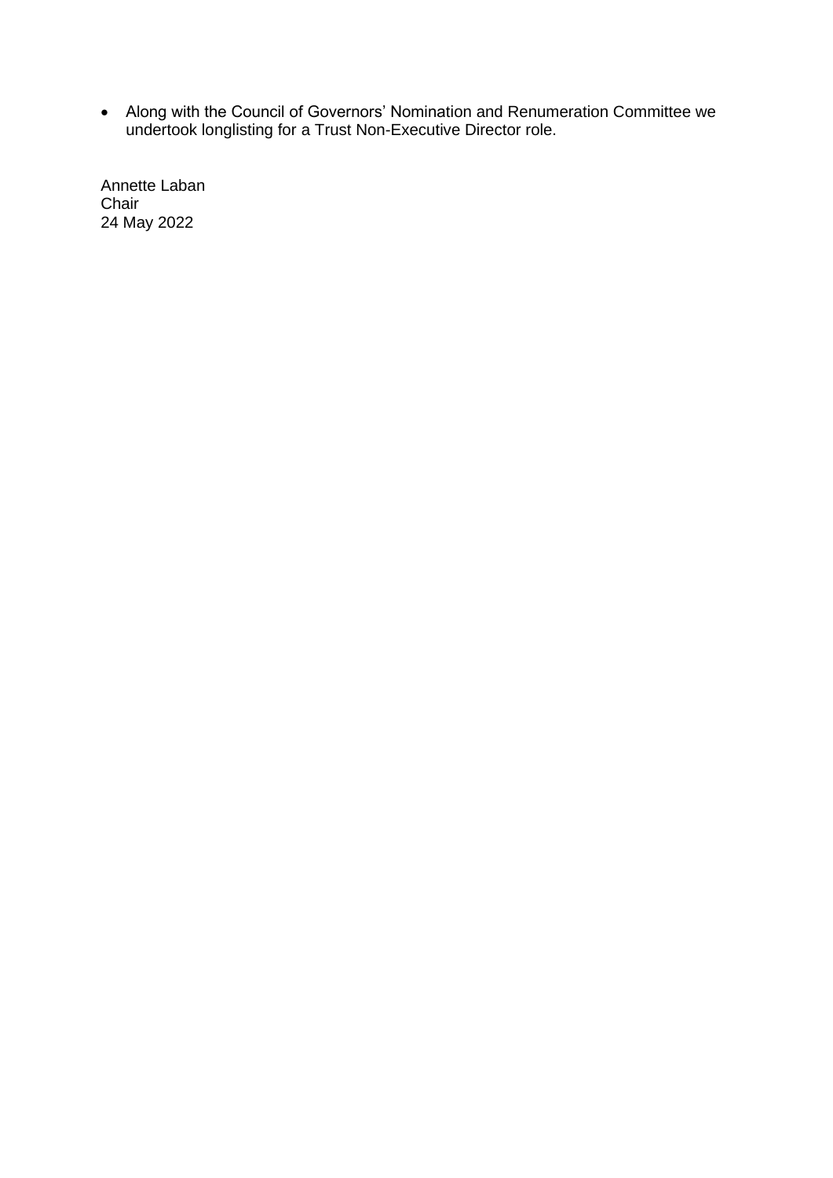- Along with the Council of Governors' Nomination and Renumeration Committee we undertook longlisting for a Trust Non-Executive Director role.

Annette Laban
Chair
24 May 2022